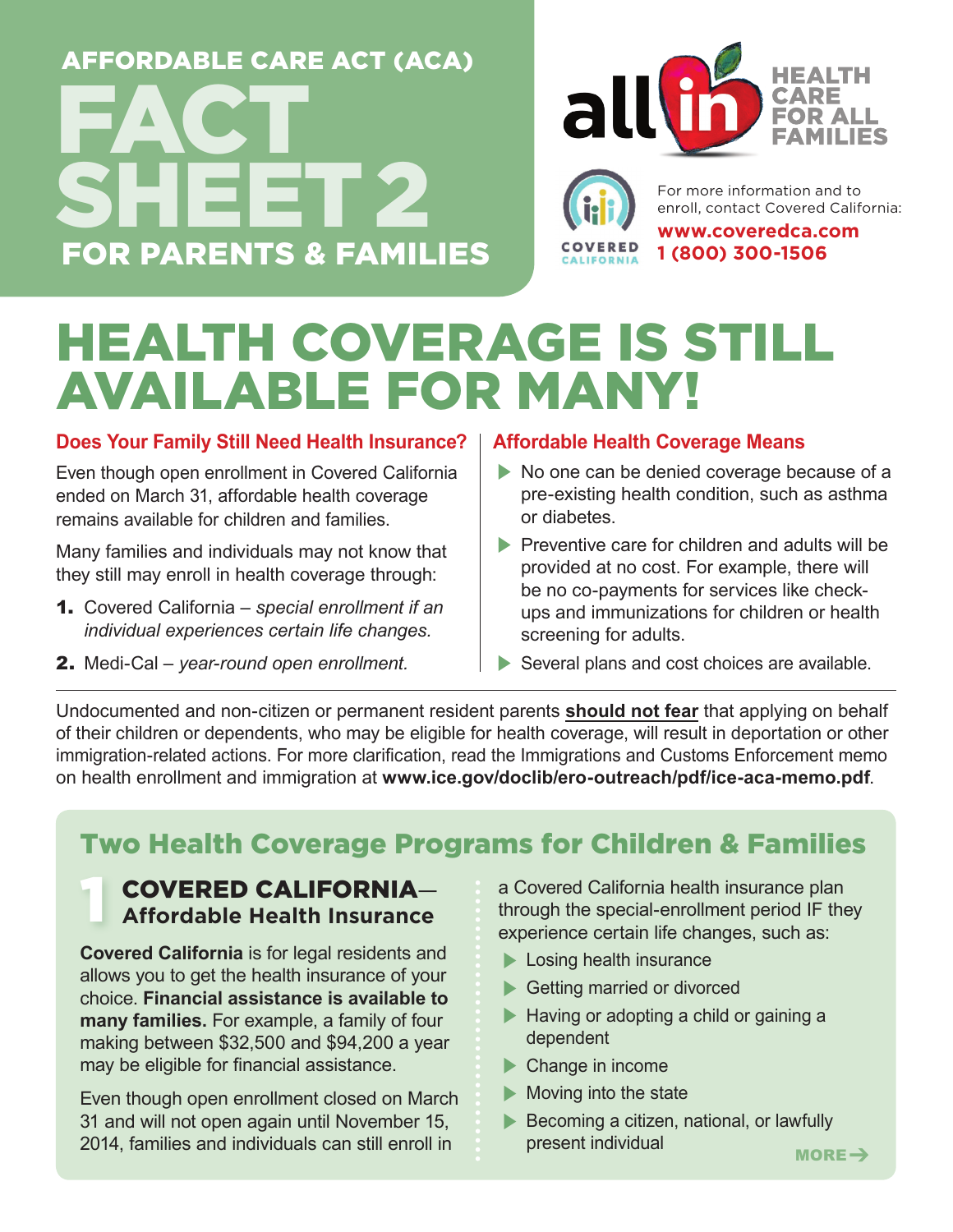AFFORDABLE CARE ACT (ACA)

# FACT SHEET 2

FOR PARENTS & FAMILIES

all in HEALTH CARE FOR ALL FAMILIES

COVERED CALIFORNIA

For more information and to enroll, contact Covered California:

**www.coveredca.com**
**1 (800) 300-1506**

# HEALTH COVERAGE IS STILL AVAILABLE FOR MANY!

### Does Your Family Still Need Health Insurance?

Even though open enrollment in Covered California ended on March 31, affordable health coverage remains available for children and families.

Many families and individuals may not know that they still may enroll in health coverage through:

1. Covered California – *special enrollment if an individual experiences certain life changes.*
2. Medi-Cal – *year-round open enrollment.*

### Affordable Health Coverage Means

- No one can be denied coverage because of a pre-existing health condition, such as asthma or diabetes.
- Preventive care for children and adults will be provided at no cost. For example, there will be no co-payments for services like check-ups and immunizations for children or health screening for adults.
- Several plans and cost choices are available.

Undocumented and non-citizen or permanent resident parents **should not fear** that applying on behalf of their children or dependents, who may be eligible for health coverage, will result in deportation or other immigration-related actions. For more clarification, read the Immigrations and Customs Enforcement memo on health enrollment and immigration at **www.ice.gov/doclib/ero-outreach/pdf/ice-aca-memo.pdf**.

## Two Health Coverage Programs for Children & Families

### 1 COVERED CALIFORNIA—Affordable Health Insurance

**Covered California** is for legal residents and allows you to get the health insurance of your choice. **Financial assistance is available to many families.** For example, a family of four making between $32,500 and $94,200 a year may be eligible for financial assistance.

Even though open enrollment closed on March 31 and will not open again until November 15, 2014, families and individuals can still enroll in a Covered California health insurance plan through the special-enrollment period IF they experience certain life changes, such as:

- Losing health insurance
- Getting married or divorced
- Having or adopting a child or gaining a dependent
- Change in income
- Moving into the state
- Becoming a citizen, national, or lawfully present individual

MORE →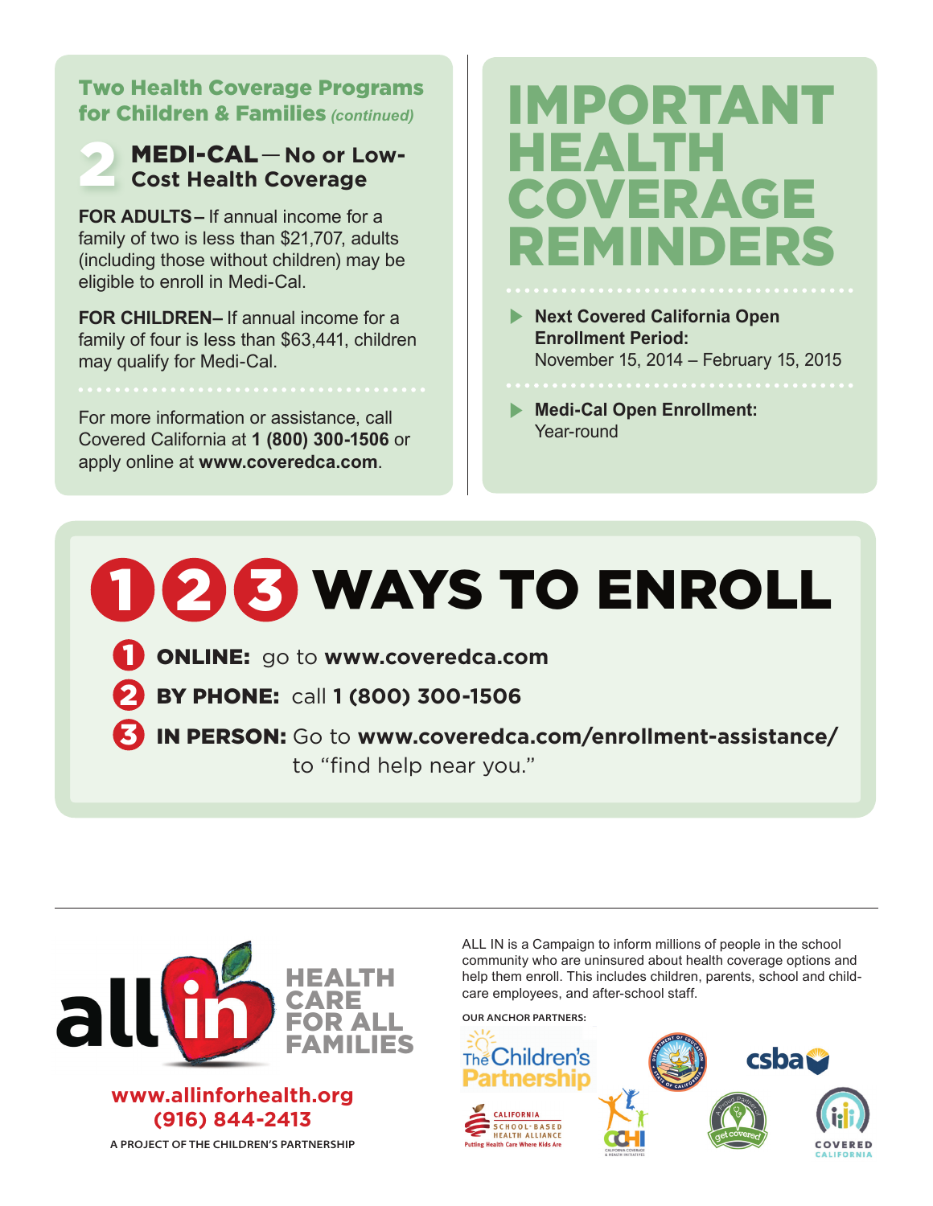## Two Health Coverage Programs for Children & Families *(continued)*

### 2 MEDI-CAL — No or Low-Cost Health Coverage

**FOR ADULTS–** If annual income for a family of two is less than $21,707, adults (including those without children) may be eligible to enroll in Medi-Cal.

**FOR CHILDREN–** If annual income for a family of four is less than $63,441, children may qualify for Medi-Cal.

For more information or assistance, call Covered California at **1 (800) 300-1506** or apply online at **www.coveredca.com**.

# IMPORTANT HEALTH COVERAGE REMINDERS

- **Next Covered California Open Enrollment Period:**
  November 15, 2014 – February 15, 2015
- **Medi-Cal Open Enrollment:**
  Year-round

# 1 2 3 WAYS TO ENROLL

1. **ONLINE:** go to **www.coveredca.com**
2. **BY PHONE:** call **1 (800) 300-1506**
3. **IN PERSON:** Go to **www.coveredca.com/enrollment-assistance/** to "find help near you."

all in HEALTH CARE FOR ALL FAMILIES

**www.allinforhealth.org**
**(916) 844-2413**

A PROJECT OF THE CHILDREN'S PARTNERSHIP

ALL IN is a Campaign to inform millions of people in the school community who are uninsured about health coverage options and help them enroll. This includes children, parents, school and child-care employees, and after-school staff.

OUR ANCHOR PARTNERS:

The Children's Partnership

California School-Based Health Alliance — Putting Health Care Where Kids Are

CCHI — California Coverage & Health Initiatives

Department of Education, State of California

csba

A Proud Partner of get covered

Covered California